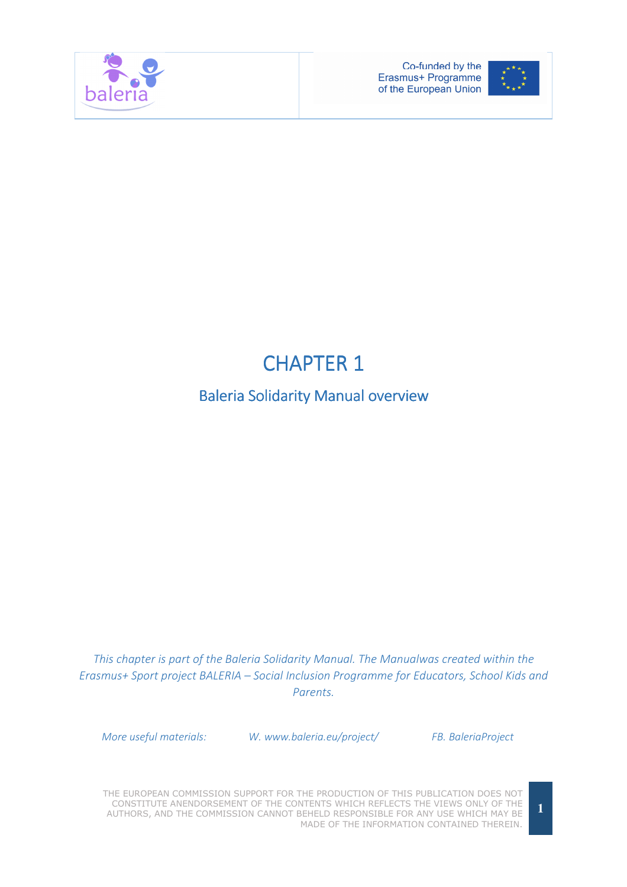# CHAPTER 1

## Baleria Solidarity Manual overview

*This chapter is part of the Baleria Solidarity Manual. The Manualwas created within the Erasmus+ Sport project BALERIA – Social Inclusion Programme for Educators, School Kids and Parents.*

*More useful materials:* *W. www.baleria.eu/project/* *FB. BaleriaProject*

THE EUROPEAN COMMISSION SUPPORT FOR THE PRODUCTION OF THIS PUBLICATION DOES NOT CONSTITUTE ANENDORSEMENT OF THE CONTENTS WHICH REFLECTS THE VIEWS ONLY OF THE AUTHORS, AND THE COMMISSION CANNOT BEHELD RESPONSIBLE FOR ANY USE WHICH MAY BE MADE OF THE INFORMATION CONTAINED THEREIN.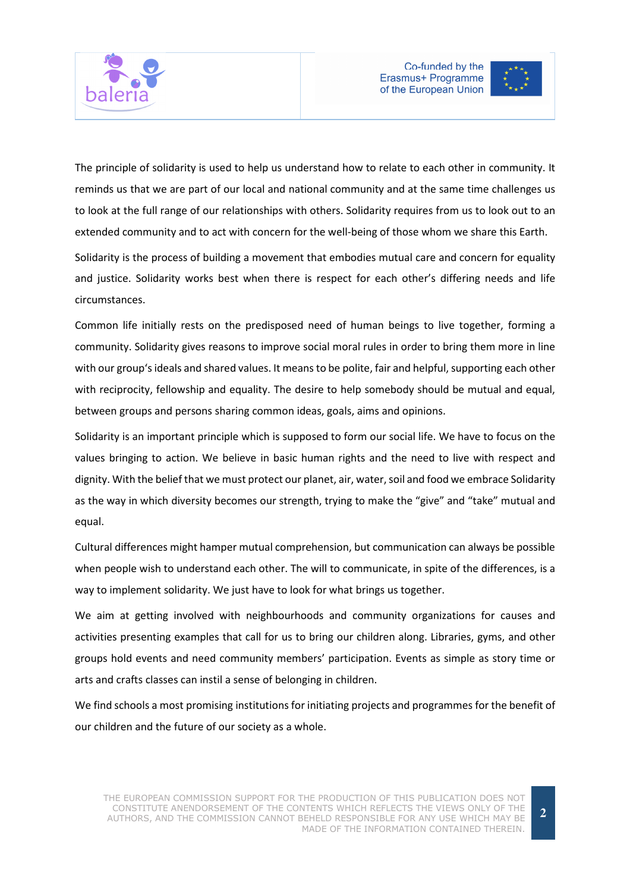The principle of solidarity is used to help us understand how to relate to each other in community. It reminds us that we are part of our local and national community and at the same time challenges us to look at the full range of our relationships with others. Solidarity requires from us to look out to an extended community and to act with concern for the well-being of those whom we share this Earth.

Solidarity is the process of building a movement that embodies mutual care and concern for equality and justice. Solidarity works best when there is respect for each other's differing needs and life circumstances.

Common life initially rests on the predisposed need of human beings to live together, forming a community. Solidarity gives reasons to improve social moral rules in order to bring them more in line with our group's ideals and shared values. It means to be polite, fair and helpful, supporting each other with reciprocity, fellowship and equality. The desire to help somebody should be mutual and equal, between groups and persons sharing common ideas, goals, aims and opinions.

Solidarity is an important principle which is supposed to form our social life. We have to focus on the values bringing to action. We believe in basic human rights and the need to live with respect and dignity. With the belief that we must protect our planet, air, water, soil and food we embrace Solidarity as the way in which diversity becomes our strength, trying to make the "give" and "take" mutual and equal.

Cultural differences might hamper mutual comprehension, but communication can always be possible when people wish to understand each other. The will to communicate, in spite of the differences, is a way to implement solidarity. We just have to look for what brings us together.

We aim at getting involved with neighbourhoods and community organizations for causes and activities presenting examples that call for us to bring our children along. Libraries, gyms, and other groups hold events and need community members' participation. Events as simple as story time or arts and crafts classes can instil a sense of belonging in children.

We find schools a most promising institutions for initiating projects and programmes for the benefit of our children and the future of our society as a whole.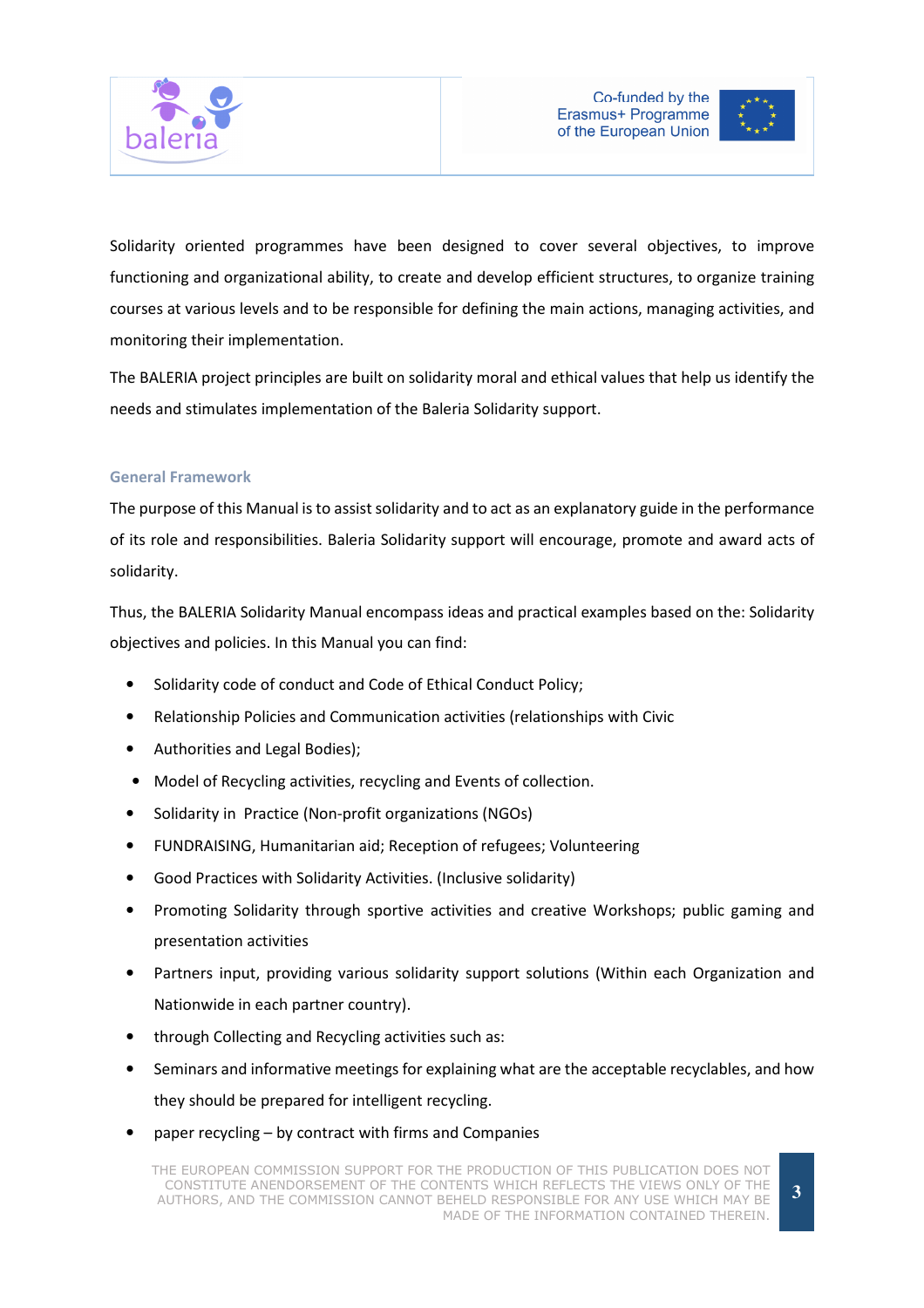Solidarity oriented programmes have been designed to cover several objectives, to improve functioning and organizational ability, to create and develop efficient structures, to organize training courses at various levels and to be responsible for defining the main actions, managing activities, and monitoring their implementation.

The BALERIA project principles are built on solidarity moral and ethical values that help us identify the needs and stimulates implementation of the Baleria Solidarity support.

### General Framework

The purpose of this Manual is to assist solidarity and to act as an explanatory guide in the performance of its role and responsibilities. Baleria Solidarity support will encourage, promote and award acts of solidarity.

Thus, the BALERIA Solidarity Manual encompass ideas and practical examples based on the: Solidarity objectives and policies. In this Manual you can find:

- Solidarity code of conduct and Code of Ethical Conduct Policy;
- Relationship Policies and Communication activities (relationships with Civic
- Authorities and Legal Bodies);
- Model of Recycling activities, recycling and Events of collection.
- Solidarity in Practice (Non-profit organizations (NGOs)
- FUNDRAISING, Humanitarian aid; Reception of refugees; Volunteering
- Good Practices with Solidarity Activities. (Inclusive solidarity)
- Promoting Solidarity through sportive activities and creative Workshops; public gaming and presentation activities
- Partners input, providing various solidarity support solutions (Within each Organization and Nationwide in each partner country).
- through Collecting and Recycling activities such as:
- Seminars and informative meetings for explaining what are the acceptable recyclables, and how they should be prepared for intelligent recycling.
- paper recycling – by contract with firms and Companies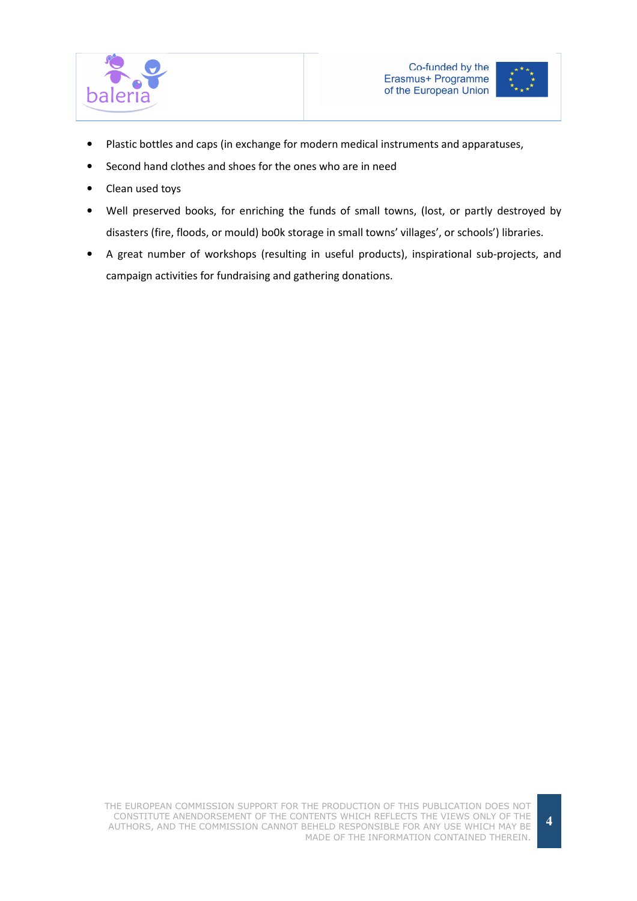- Plastic bottles and caps (in exchange for modern medical instruments and apparatuses,
- Second hand clothes and shoes for the ones who are in need
- Clean used toys
- Well preserved books, for enriching the funds of small towns, (lost, or partly destroyed by disasters (fire, floods, or mould) bo0k storage in small towns' villages', or schools') libraries.
- A great number of workshops (resulting in useful products), inspirational sub-projects, and campaign activities for fundraising and gathering donations.